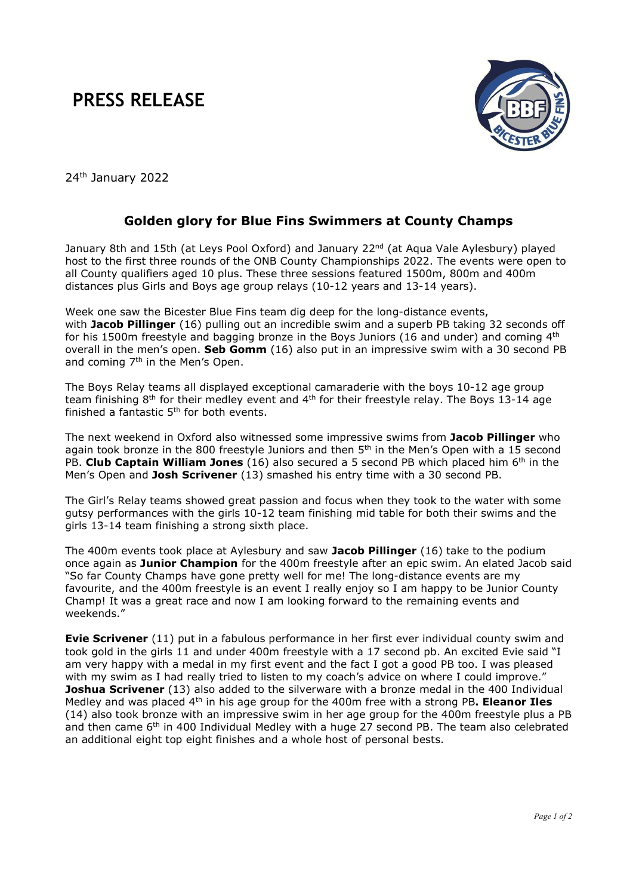# PRESS RELEASE

24th January 2022

## Golden glory for Blue Fins Swimmers at County Champs

January 8th and 15th (at Leys Pool Oxford) and January 22nd (at Aqua Vale Aylesbury) played host to the first three rounds of the ONB County Championships 2022. The events were open to all County qualifiers aged 10 plus. These three sessions featured 1500m, 800m and 400m distances plus Girls and Boys age group relays (10-12 years and 13-14 years).

Week one saw the Bicester Blue Fins team dig deep for the long-distance events, with **Jacob Pillinger** (16) pulling out an incredible swim and a superb PB taking 32 seconds off for his 1500m freestyle and bagging bronze in the Boys Juniors (16 and under) and coming 4th overall in the men's open. **Seb Gomm** (16) also put in an impressive swim with a 30 second PB and coming 7th in the Men's Open.

The Boys Relay teams all displayed exceptional camaraderie with the boys 10-12 age group team finishing 8th for their medley event and 4th for their freestyle relay. The Boys 13-14 age finished a fantastic 5th for both events.

The next weekend in Oxford also witnessed some impressive swims from **Jacob Pillinger** who again took bronze in the 800 freestyle Juniors and then 5th in the Men's Open with a 15 second PB. **Club Captain William Jones** (16) also secured a 5 second PB which placed him 6th in the Men's Open and **Josh Scrivener** (13) smashed his entry time with a 30 second PB.

The Girl's Relay teams showed great passion and focus when they took to the water with some gutsy performances with the girls 10-12 team finishing mid table for both their swims and the girls 13-14 team finishing a strong sixth place.

The 400m events took place at Aylesbury and saw **Jacob Pillinger** (16) take to the podium once again as **Junior Champion** for the 400m freestyle after an epic swim. An elated Jacob said "So far County Champs have gone pretty well for me! The long-distance events are my favourite, and the 400m freestyle is an event I really enjoy so I am happy to be Junior County Champ! It was a great race and now I am looking forward to the remaining events and weekends."

**Evie Scrivener** (11) put in a fabulous performance in her first ever individual county swim and took gold in the girls 11 and under 400m freestyle with a 17 second pb. An excited Evie said "I am very happy with a medal in my first event and the fact I got a good PB too. I was pleased with my swim as I had really tried to listen to my coach's advice on where I could improve."
**Joshua Scrivener** (13) also added to the silverware with a bronze medal in the 400 Individual Medley and was placed 4th in his age group for the 400m free with a strong PB**. Eleanor Iles** (14) also took bronze with an impressive swim in her age group for the 400m freestyle plus a PB and then came 6th in 400 Individual Medley with a huge 27 second PB. The team also celebrated an additional eight top eight finishes and a whole host of personal bests.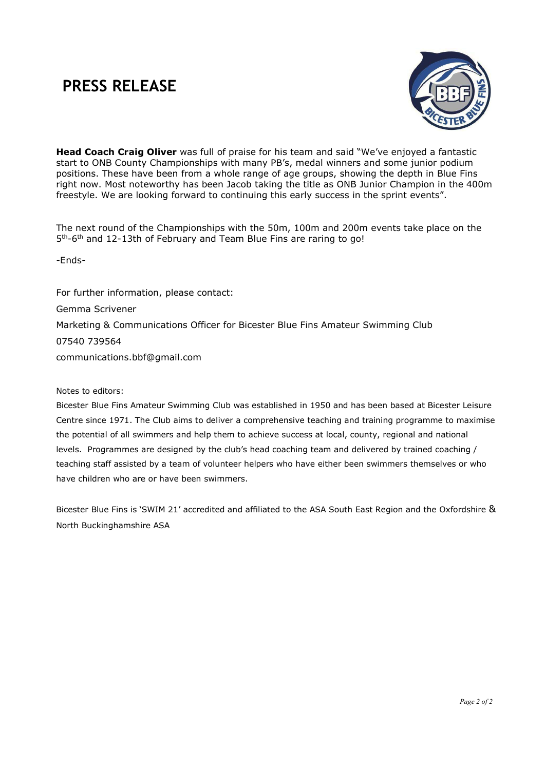# PRESS RELEASE

**Head Coach Craig Oliver** was full of praise for his team and said "We've enjoyed a fantastic start to ONB County Championships with many PB's, medal winners and some junior podium positions. These have been from a whole range of age groups, showing the depth in Blue Fins right now. Most noteworthy has been Jacob taking the title as ONB Junior Champion in the 400m freestyle. We are looking forward to continuing this early success in the sprint events".

The next round of the Championships with the 50m, 100m and 200m events take place on the 5th-6th and 12-13th of February and Team Blue Fins are raring to go!

-Ends-

For further information, please contact:

Gemma Scrivener

Marketing & Communications Officer for Bicester Blue Fins Amateur Swimming Club

07540 739564

communications.bbf@gmail.com

Notes to editors:

Bicester Blue Fins Amateur Swimming Club was established in 1950 and has been based at Bicester Leisure Centre since 1971. The Club aims to deliver a comprehensive teaching and training programme to maximise the potential of all swimmers and help them to achieve success at local, county, regional and national levels. Programmes are designed by the club's head coaching team and delivered by trained coaching / teaching staff assisted by a team of volunteer helpers who have either been swimmers themselves or who have children who are or have been swimmers.

Bicester Blue Fins is 'SWIM 21' accredited and affiliated to the ASA South East Region and the Oxfordshire & North Buckinghamshire ASA